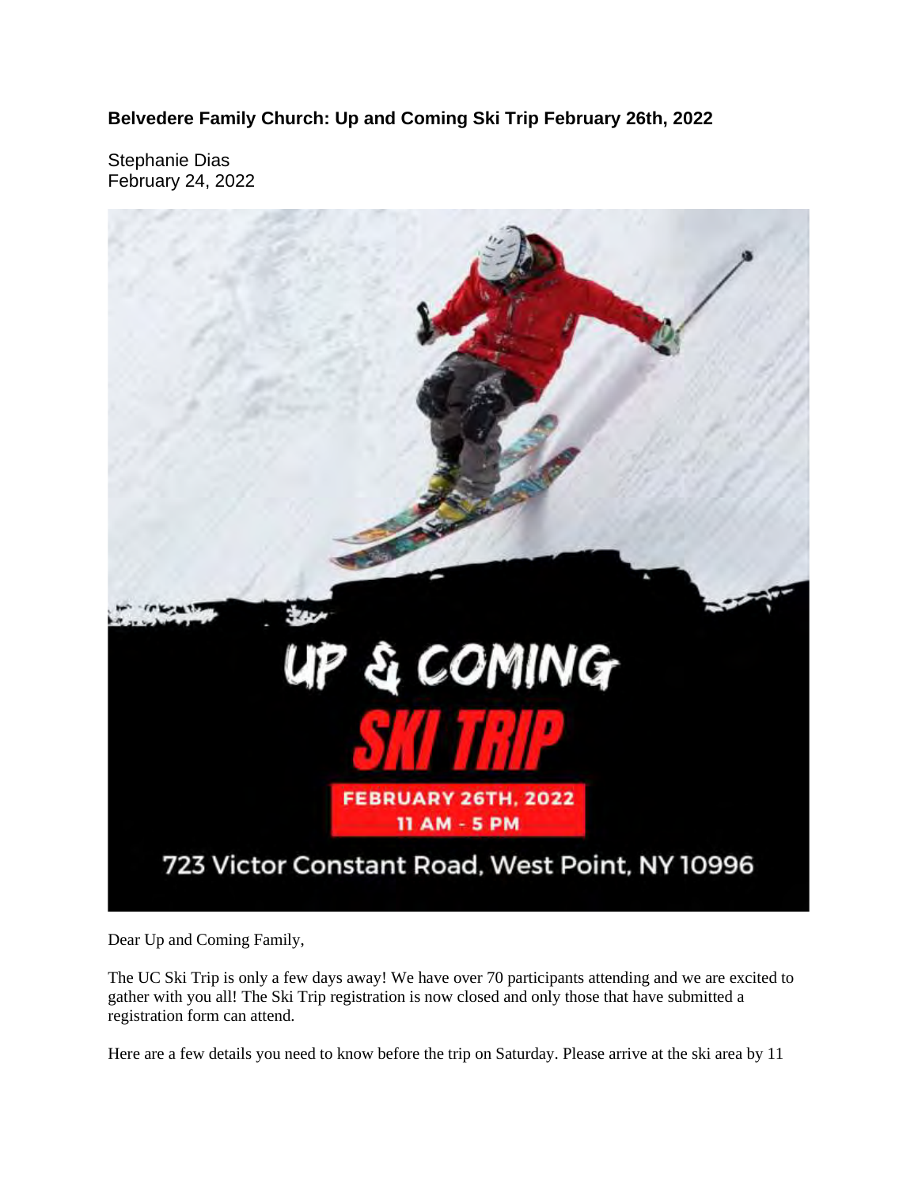**Belvedere Family Church: Up and Coming Ski Trip February 26th, 2022**

Stephanie Dias
February 24, 2022

UP & COMING

SKI TRIP

FEBRUARY 26TH, 2022
11 AM - 5 PM

723 Victor Constant Road, West Point, NY 10996

Dear Up and Coming Family,

The UC Ski Trip is only a few days away! We have over 70 participants attending and we are excited to gather with you all! The Ski Trip registration is now closed and only those that have submitted a registration form can attend.

Here are a few details you need to know before the trip on Saturday. Please arrive at the ski area by 11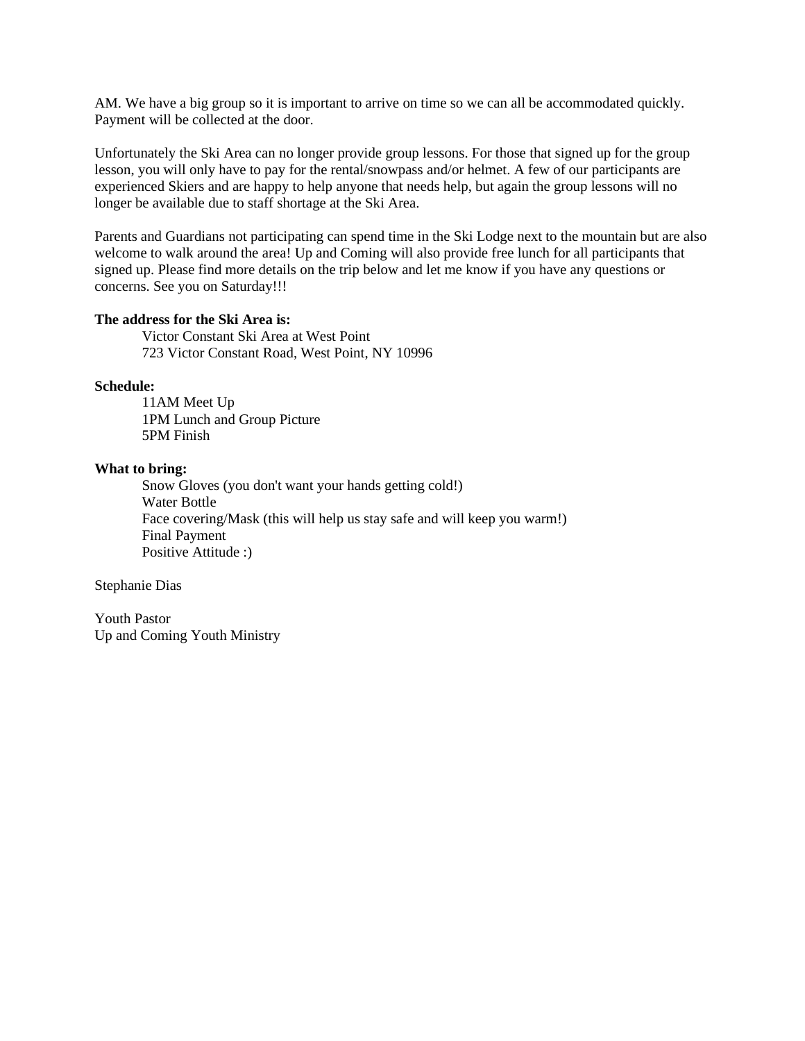AM. We have a big group so it is important to arrive on time so we can all be accommodated quickly. Payment will be collected at the door.

Unfortunately the Ski Area can no longer provide group lessons. For those that signed up for the group lesson, you will only have to pay for the rental/snowpass and/or helmet. A few of our participants are experienced Skiers and are happy to help anyone that needs help, but again the group lessons will no longer be available due to staff shortage at the Ski Area.

Parents and Guardians not participating can spend time in the Ski Lodge next to the mountain but are also welcome to walk around the area! Up and Coming will also provide free lunch for all participants that signed up. Please find more details on the trip below and let me know if you have any questions or concerns. See you on Saturday!!!

**The address for the Ski Area is:**

Victor Constant Ski Area at West Point
723 Victor Constant Road, West Point, NY 10996

**Schedule:**

11AM Meet Up
1PM Lunch and Group Picture
5PM Finish

**What to bring:**

Snow Gloves (you don't want your hands getting cold!)
Water Bottle
Face covering/Mask (this will help us stay safe and will keep you warm!)
Final Payment
Positive Attitude :)

Stephanie Dias

Youth Pastor
Up and Coming Youth Ministry